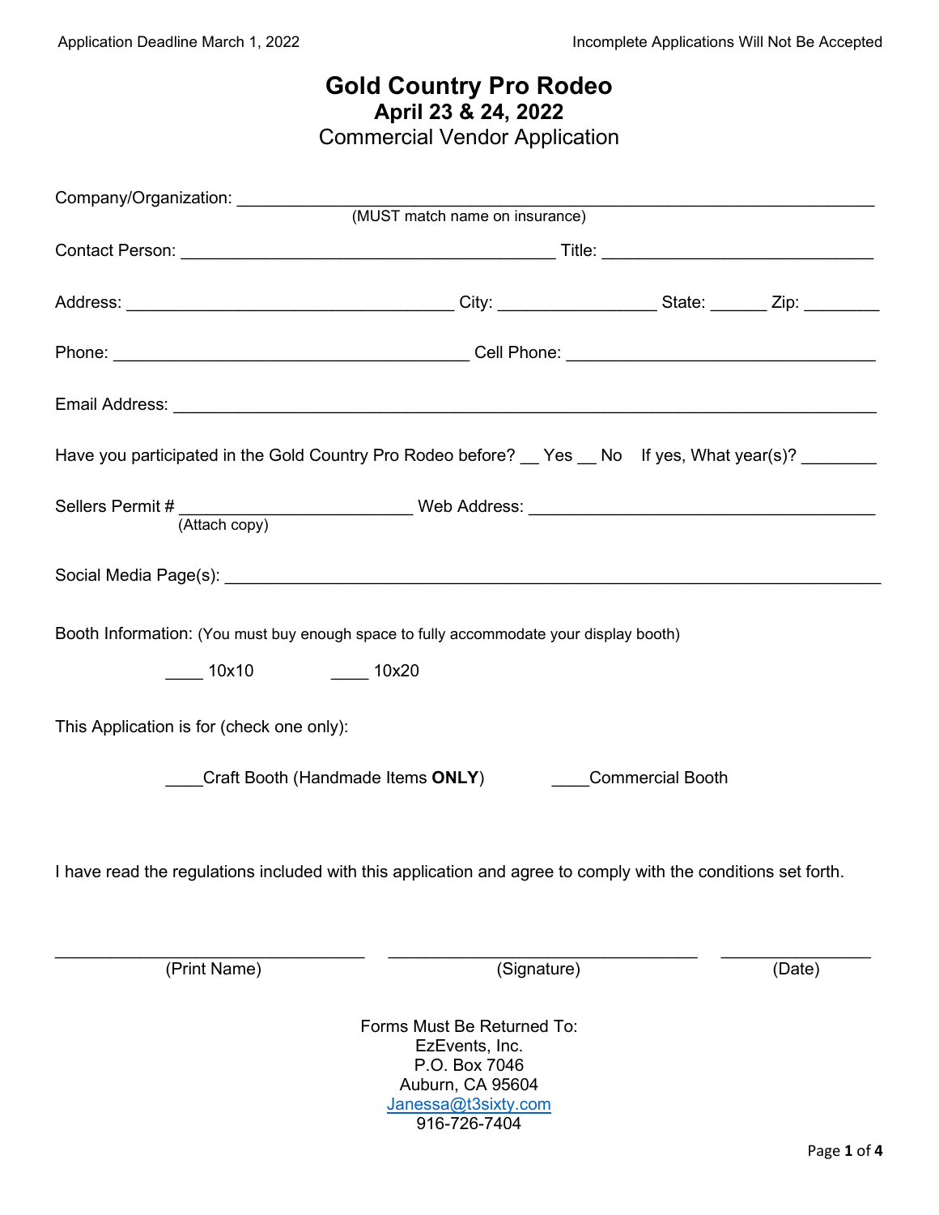Application Deadline March 1, 2022 Incomplete Applications Will Not Be Accepted

# Gold Country Pro Rodeo

## April 23 & 24, 2022

### Commercial Vendor Application

Company/Organization: ______________________________________________________________
(MUST match name on insurance)

Contact Person: ________________________________________ Title: ____________________________

Address: ___________________________________ City: ________________ State: ______ Zip: ________

Phone: ______________________________________ Cell Phone: ________________________________

Email Address: ___________________________________________________________________________

Have you participated in the Gold Country Pro Rodeo before? __ Yes __ No If yes, What year(s)? ________

Sellers Permit # ________________________ Web Address: _____________________________________
(Attach copy)

Social Media Page(s): ______________________________________________________________________

Booth Information: (You must buy enough space to fully accommodate your display booth)

____ 10x10 ____ 10x20

This Application is for (check one only):

____Craft Booth (Handmade Items **ONLY**) ____Commercial Booth

I have read the regulations included with this application and agree to comply with the conditions set forth.

_______________________________ _______________________________ _______________
(Print Name) (Signature) (Date)

Forms Must Be Returned To:
EzEvents, Inc.
P.O. Box 7046
Auburn, CA 95604
Janessa@t3sixty.com
916-726-7404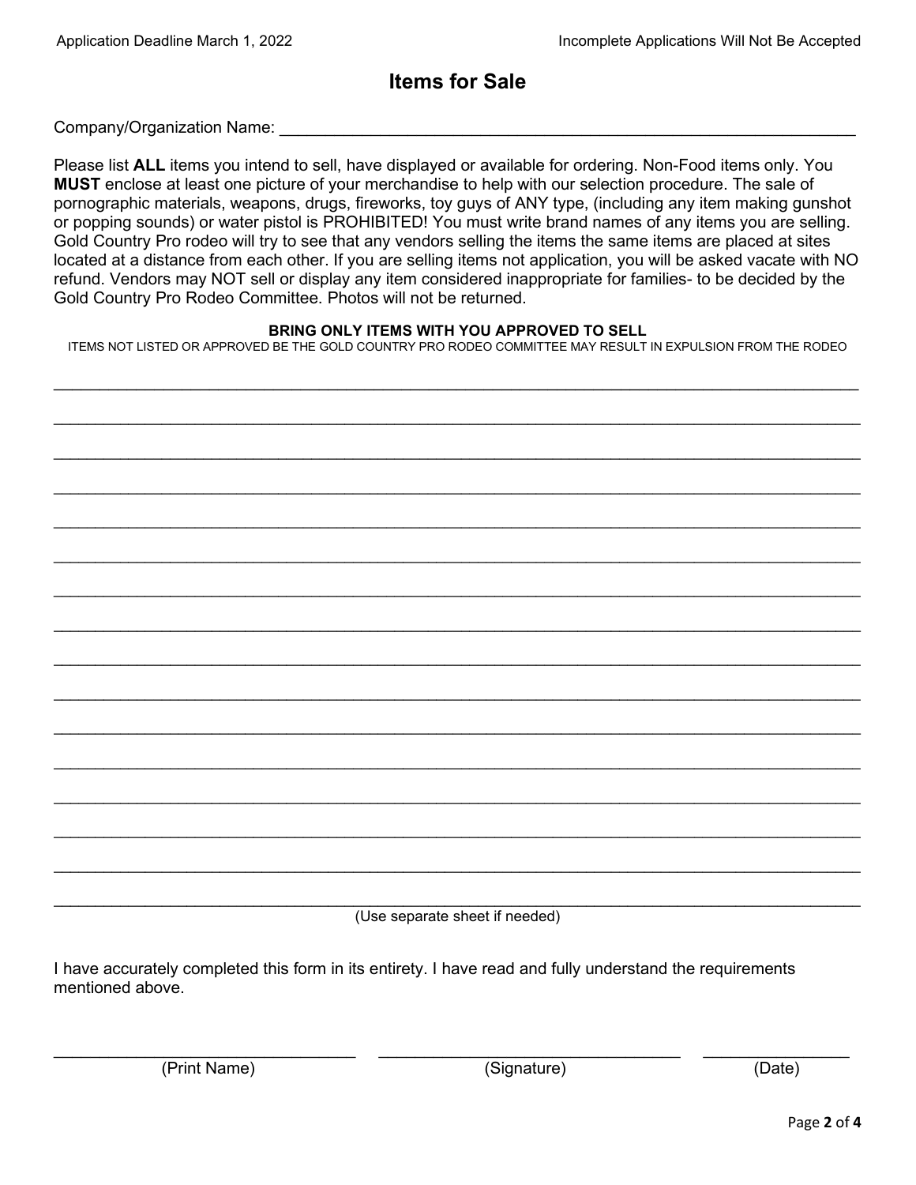# Items for Sale

Company/Organization Name: ___________________________________________________________________

Please list **ALL** items you intend to sell, have displayed or available for ordering. Non-Food items only. You **MUST** enclose at least one picture of your merchandise to help with our selection procedure. The sale of pornographic materials, weapons, drugs, fireworks, toy guys of ANY type, (including any item making gunshot or popping sounds) or water pistol is PROHIBITED! You must write brand names of any items you are selling. Gold Country Pro rodeo will try to see that any vendors selling the items the same items are placed at sites located at a distance from each other. If you are selling items not application, you will be asked vacate with NO refund. Vendors may NOT sell or display any item considered inappropriate for families- to be decided by the Gold Country Pro Rodeo Committee. Photos will not be returned.

**BRING ONLY ITEMS WITH YOU APPROVED TO SELL**

ITEMS NOT LISTED OR APPROVED BE THE GOLD COUNTRY PRO RODEO COMMITTEE MAY RESULT IN EXPULSION FROM THE RODEO

____________________________________________________________________________________________

____________________________________________________________________________________________

____________________________________________________________________________________________

____________________________________________________________________________________________

____________________________________________________________________________________________

____________________________________________________________________________________________

____________________________________________________________________________________________

____________________________________________________________________________________________

____________________________________________________________________________________________

____________________________________________________________________________________________

____________________________________________________________________________________________

____________________________________________________________________________________________

____________________________________________________________________________________________

____________________________________________________________________________________________

____________________________________________________________________________________________

____________________________________________________________________________________________

(Use separate sheet if needed)

I have accurately completed this form in its entirety. I have read and fully understand the requirements mentioned above.

___________________________ ___________________________ _______________

(Print Name) (Signature) (Date)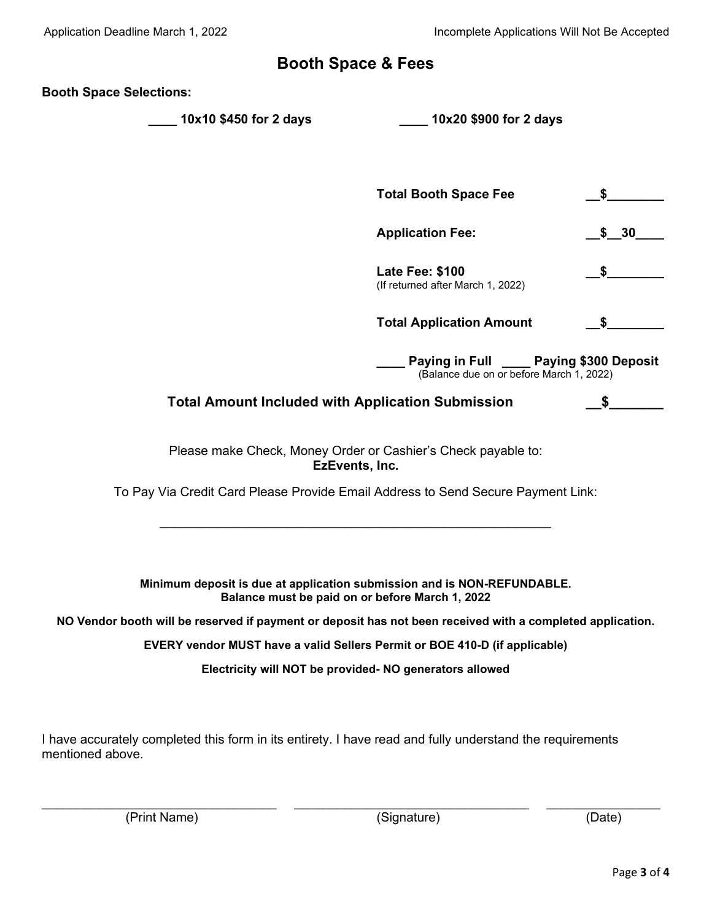Application Deadline March 1, 2022 Incomplete Applications Will Not Be Accepted

# Booth Space & Fees

**Booth Space Selections:**

**____ 10x10 $450 for 2 days** **____ 10x20 $900 for 2 days**

| | |
|---|---|
| **Total Booth Space Fee** | **__$________** |
| **Application Fee:** | **__$__30____** |
| **Late Fee: $100** (If returned after March 1, 2022) | **__$________** |
| **Total Application Amount** | **__$________** |

**____ Paying in Full ____ Paying $300 Deposit**
(Balance due on or before March 1, 2022)

**Total Amount Included with Application Submission __$_______**

Please make Check, Money Order or Cashier's Check payable to:
**EzEvents, Inc.**

To Pay Via Credit Card Please Provide Email Address to Send Secure Payment Link:

________________________________________________________

**Minimum deposit is due at application submission and is NON-REFUNDABLE.**
**Balance must be paid on or before March 1, 2022**

**NO Vendor booth will be reserved if payment or deposit has not been received with a completed application.**

**EVERY vendor MUST have a valid Sellers Permit or BOE 410-D (if applicable)**

**Electricity will NOT be provided- NO generators allowed**

I have accurately completed this form in its entirety. I have read and fully understand the requirements mentioned above.

_____________________________ _____________________________ ______________
(Print Name) (Signature) (Date)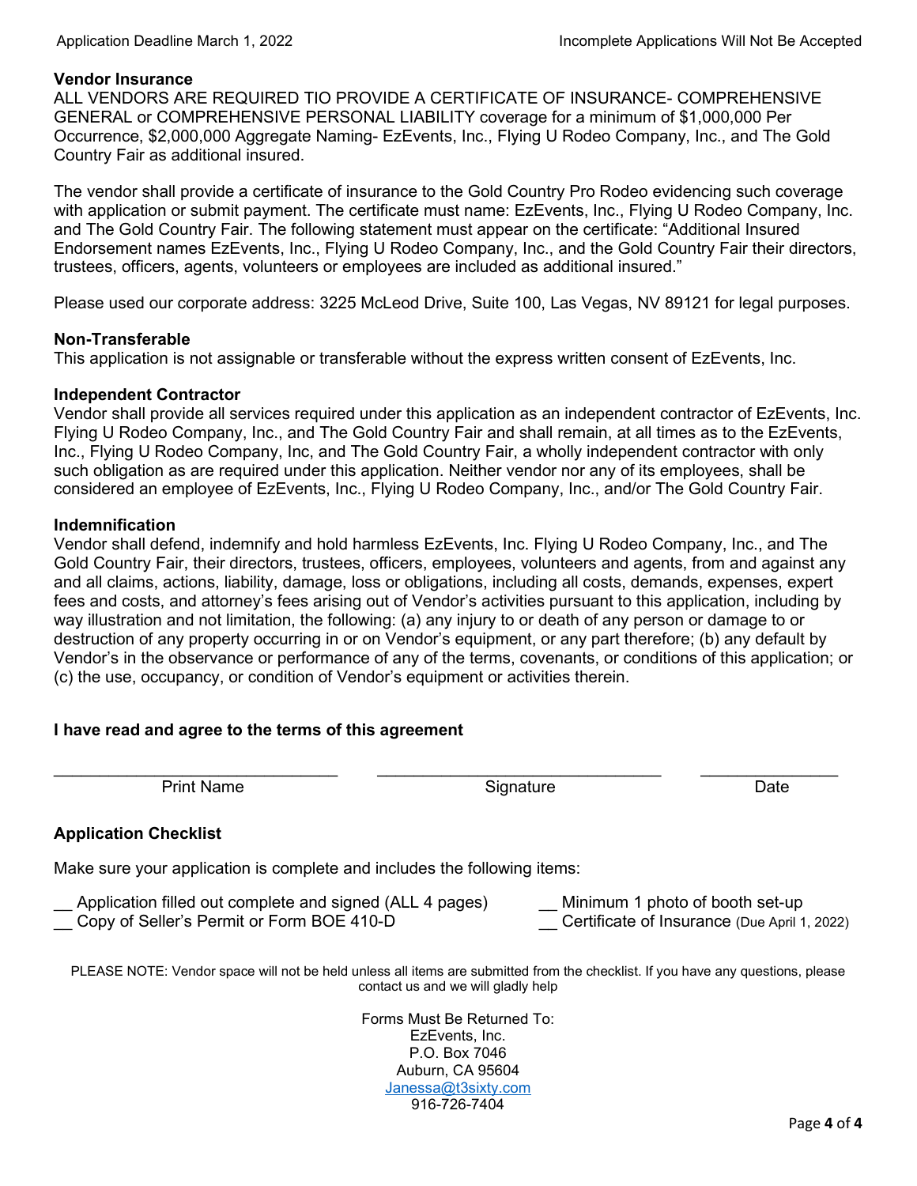Application Deadline March 1, 2022 Incomplete Applications Will Not Be Accepted

**Vendor Insurance**

ALL VENDORS ARE REQUIRED TIO PROVIDE A CERTIFICATE OF INSURANCE- COMPREHENSIVE GENERAL or COMPREHENSIVE PERSONAL LIABILITY coverage for a minimum of $1,000,000 Per Occurrence, $2,000,000 Aggregate Naming- EzEvents, Inc., Flying U Rodeo Company, Inc., and The Gold Country Fair as additional insured.

The vendor shall provide a certificate of insurance to the Gold Country Pro Rodeo evidencing such coverage with application or submit payment. The certificate must name: EzEvents, Inc., Flying U Rodeo Company, Inc. and The Gold Country Fair. The following statement must appear on the certificate: "Additional Insured Endorsement names EzEvents, Inc., Flying U Rodeo Company, Inc., and the Gold Country Fair their directors, trustees, officers, agents, volunteers or employees are included as additional insured."

Please used our corporate address: 3225 McLeod Drive, Suite 100, Las Vegas, NV 89121 for legal purposes.

**Non-Transferable**

This application is not assignable or transferable without the express written consent of EzEvents, Inc.

**Independent Contractor**

Vendor shall provide all services required under this application as an independent contractor of EzEvents, Inc. Flying U Rodeo Company, Inc., and The Gold Country Fair and shall remain, at all times as to the EzEvents, Inc., Flying U Rodeo Company, Inc, and The Gold Country Fair, a wholly independent contractor with only such obligation as are required under this application. Neither vendor nor any of its employees, shall be considered an employee of EzEvents, Inc., Flying U Rodeo Company, Inc., and/or The Gold Country Fair.

**Indemnification**

Vendor shall defend, indemnify and hold harmless EzEvents, Inc. Flying U Rodeo Company, Inc., and The Gold Country Fair, their directors, trustees, officers, employees, volunteers and agents, from and against any and all claims, actions, liability, damage, loss or obligations, including all costs, demands, expenses, expert fees and costs, and attorney's fees arising out of Vendor's activities pursuant to this application, including by way illustration and not limitation, the following: (a) any injury to or death of any person or damage to or destruction of any property occurring in or on Vendor's equipment, or any part therefore; (b) any default by Vendor's in the observance or performance of any of the terms, covenants, or conditions of this application; or (c) the use, occupancy, or condition of Vendor's equipment or activities therein.

**I have read and agree to the terms of this agreement**

______________________________ ______________________________ ______________

Print Name Signature Date

**Application Checklist**

Make sure your application is complete and includes the following items:

__ Application filled out complete and signed (ALL 4 pages)

__ Copy of Seller's Permit or Form BOE 410-D

__ Minimum 1 photo of booth set-up

__ Certificate of Insurance (Due April 1, 2022)

PLEASE NOTE: Vendor space will not be held unless all items are submitted from the checklist. If you have any questions, please contact us and we will gladly help

Forms Must Be Returned To:
EzEvents, Inc.
P.O. Box 7046
Auburn, CA 95604
Janessa@t3sixty.com
916-726-7404